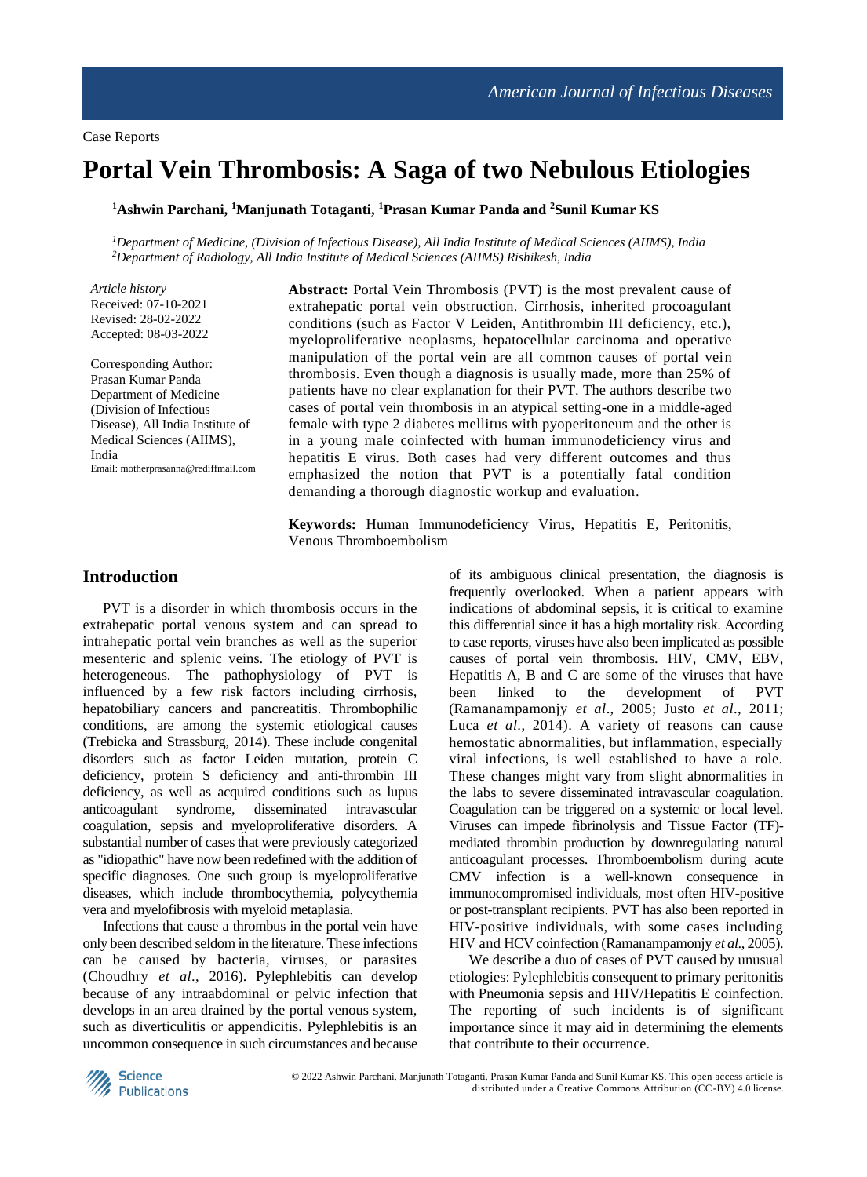Case Reports

# Portal Vein Thrombosis: A Saga of two Nebulous Etiologies

**[1]Ashwin Parchani, [1]Manjunath Totaganti, [1]Prasan Kumar Panda and [2]Sunil Kumar KS**

*[1]Department of Medicine, (Division of Infectious Disease), All India Institute of Medical Sciences (AIIMS), India*
*[2]Department of Radiology, All India Institute of Medical Sciences (AIIMS) Rishikesh, India*

*Article history*
Received: 07-10-2021
Revised: 28-02-2022
Accepted: 08-03-2022

Corresponding Author:
Prasan Kumar Panda
Department of Medicine (Division of Infectious Disease), All India Institute of Medical Sciences (AIIMS), India
Email: motherprasanna@rediffmail.com

**Abstract:** Portal Vein Thrombosis (PVT) is the most prevalent cause of extrahepatic portal vein obstruction. Cirrhosis, inherited procoagulant conditions (such as Factor V Leiden, Antithrombin III deficiency, etc.), myeloproliferative neoplasms, hepatocellular carcinoma and operative manipulation of the portal vein are all common causes of portal vein thrombosis. Even though a diagnosis is usually made, more than 25% of patients have no clear explanation for their PVT. The authors describe two cases of portal vein thrombosis in an atypical setting-one in a middle-aged female with type 2 diabetes mellitus with pyoperitoneum and the other is in a young male coinfected with human immunodeficiency virus and hepatitis E virus. Both cases had very different outcomes and thus emphasized the notion that PVT is a potentially fatal condition demanding a thorough diagnostic workup and evaluation.

**Keywords:** Human Immunodeficiency Virus, Hepatitis E, Peritonitis, Venous Thromboembolism

## Introduction

PVT is a disorder in which thrombosis occurs in the extrahepatic portal venous system and can spread to intrahepatic portal vein branches as well as the superior mesenteric and splenic veins. The etiology of PVT is heterogeneous. The pathophysiology of PVT is influenced by a few risk factors including cirrhosis, hepatobiliary cancers and pancreatitis. Thrombophilic conditions, are among the systemic etiological causes (Trebicka and Strassburg, 2014). These include congenital disorders such as factor Leiden mutation, protein C deficiency, protein S deficiency and anti-thrombin III deficiency, as well as acquired conditions such as lupus anticoagulant syndrome, disseminated intravascular coagulation, sepsis and myeloproliferative disorders. A substantial number of cases that were previously categorized as "idiopathic" have now been redefined with the addition of specific diagnoses. One such group is myeloproliferative diseases, which include thrombocythemia, polycythemia vera and myelofibrosis with myeloid metaplasia.

Infections that cause a thrombus in the portal vein have only been described seldom in the literature. These infections can be caused by bacteria, viruses, or parasites (Choudhry *et al*., 2016). Pylephlebitis can develop because of any intraabdominal or pelvic infection that develops in an area drained by the portal venous system, such as diverticulitis or appendicitis. Pylephlebitis is an uncommon consequence in such circumstances and because of its ambiguous clinical presentation, the diagnosis is frequently overlooked. When a patient appears with indications of abdominal sepsis, it is critical to examine this differential since it has a high mortality risk. According to case reports, viruses have also been implicated as possible causes of portal vein thrombosis. HIV, CMV, EBV, Hepatitis A, B and C are some of the viruses that have been linked to the development of PVT (Ramanampamonjy *et al*., 2005; Justo *et al*., 2011; Luca *et al*., 2014). A variety of reasons can cause hemostatic abnormalities, but inflammation, especially viral infections, is well established to have a role. These changes might vary from slight abnormalities in the labs to severe disseminated intravascular coagulation. Coagulation can be triggered on a systemic or local level. Viruses can impede fibrinolysis and Tissue Factor (TF)-mediated thrombin production by downregulating natural anticoagulant processes. Thromboembolism during acute CMV infection is a well-known consequence in immunocompromised individuals, most often HIV-positive or post-transplant recipients. PVT has also been reported in HIV-positive individuals, with some cases including HIV and HCV coinfection (Ramanampamonjy *et al*., 2005).

We describe a duo of cases of PVT caused by unusual etiologies: Pylephlebitis consequent to primary peritonitis with Pneumonia sepsis and HIV/Hepatitis E coinfection. The reporting of such incidents is of significant importance since it may aid in determining the elements that contribute to their occurrence.

© 2022 Ashwin Parchani, Manjunath Totaganti, Prasan Kumar Panda and Sunil Kumar KS. This open access article is distributed under a Creative Commons Attribution (CC-BY) 4.0 license.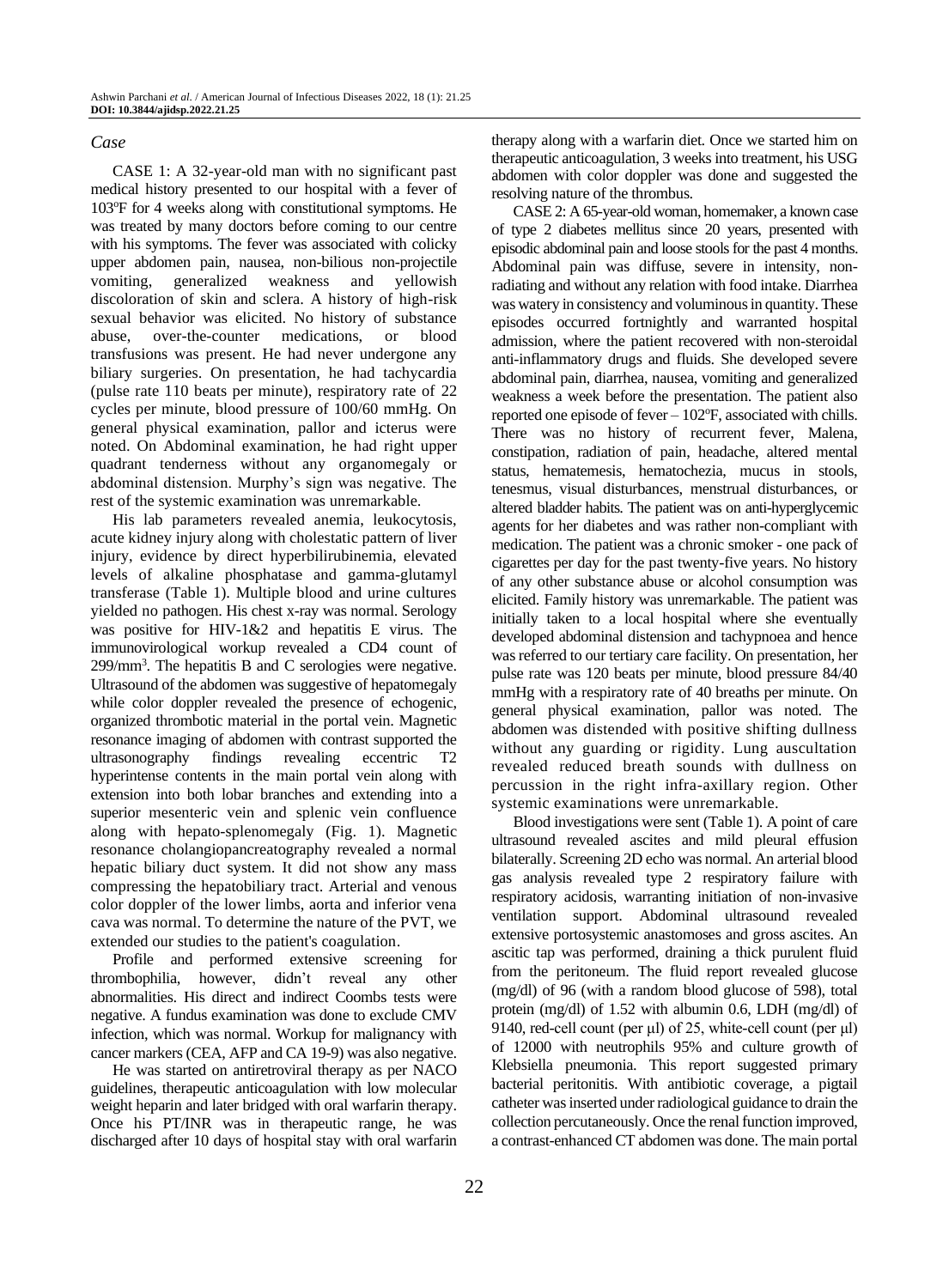### *Case*

CASE 1: A 32-year-old man with no significant past medical history presented to our hospital with a fever of 103°F for 4 weeks along with constitutional symptoms. He was treated by many doctors before coming to our centre with his symptoms. The fever was associated with colicky upper abdomen pain, nausea, non-bilious non-projectile vomiting, generalized weakness and yellowish discoloration of skin and sclera. A history of high-risk sexual behavior was elicited. No history of substance abuse, over-the-counter medications, or blood transfusions was present. He had never undergone any biliary surgeries. On presentation, he had tachycardia (pulse rate 110 beats per minute), respiratory rate of 22 cycles per minute, blood pressure of 100/60 mmHg. On general physical examination, pallor and icterus were noted. On Abdominal examination, he had right upper quadrant tenderness without any organomegaly or abdominal distension. Murphy's sign was negative. The rest of the systemic examination was unremarkable.

His lab parameters revealed anemia, leukocytosis, acute kidney injury along with cholestatic pattern of liver injury, evidence by direct hyperbilirubinemia, elevated levels of alkaline phosphatase and gamma-glutamyl transferase (Table 1). Multiple blood and urine cultures yielded no pathogen. His chest x-ray was normal. Serology was positive for HIV-1&2 and hepatitis E virus. The immunovirological workup revealed a CD4 count of 299/mm$^3$. The hepatitis B and C serologies were negative. Ultrasound of the abdomen was suggestive of hepatomegaly while color doppler revealed the presence of echogenic, organized thrombotic material in the portal vein. Magnetic resonance imaging of abdomen with contrast supported the ultrasonography findings revealing eccentric T2 hyperintense contents in the main portal vein along with extension into both lobar branches and extending into a superior mesenteric vein and splenic vein confluence along with hepato-splenomegaly (Fig. 1). Magnetic resonance cholangiopancreatography revealed a normal hepatic biliary duct system. It did not show any mass compressing the hepatobiliary tract. Arterial and venous color doppler of the lower limbs, aorta and inferior vena cava was normal. To determine the nature of the PVT, we extended our studies to the patient's coagulation.

Profile and performed extensive screening for thrombophilia, however, didn't reveal any other abnormalities. His direct and indirect Coombs tests were negative. A fundus examination was done to exclude CMV infection, which was normal. Workup for malignancy with cancer markers (CEA, AFP and CA 19-9) was also negative.

He was started on antiretroviral therapy as per NACO guidelines, therapeutic anticoagulation with low molecular weight heparin and later bridged with oral warfarin therapy. Once his PT/INR was in therapeutic range, he was discharged after 10 days of hospital stay with oral warfarin therapy along with a warfarin diet. Once we started him on therapeutic anticoagulation, 3 weeks into treatment, his USG abdomen with color doppler was done and suggested the resolving nature of the thrombus.

CASE 2: A 65-year-old woman, homemaker, a known case of type 2 diabetes mellitus since 20 years, presented with episodic abdominal pain and loose stools for the past 4 months. Abdominal pain was diffuse, severe in intensity, non-radiating and without any relation with food intake. Diarrhea was watery in consistency and voluminous in quantity. These episodes occurred fortnightly and warranted hospital admission, where the patient recovered with non-steroidal anti-inflammatory drugs and fluids. She developed severe abdominal pain, diarrhea, nausea, vomiting and generalized weakness a week before the presentation. The patient also reported one episode of fever – 102°F, associated with chills. There was no history of recurrent fever, Malena, constipation, radiation of pain, headache, altered mental status, hematemesis, hematochezia, mucus in stools, tenesmus, visual disturbances, menstrual disturbances, or altered bladder habits. The patient was on anti-hyperglycemic agents for her diabetes and was rather non-compliant with medication. The patient was a chronic smoker - one pack of cigarettes per day for the past twenty-five years. No history of any other substance abuse or alcohol consumption was elicited. Family history was unremarkable. The patient was initially taken to a local hospital where she eventually developed abdominal distension and tachypnoea and hence was referred to our tertiary care facility. On presentation, her pulse rate was 120 beats per minute, blood pressure 84/40 mmHg with a respiratory rate of 40 breaths per minute. On general physical examination, pallor was noted. The abdomen was distended with positive shifting dullness without any guarding or rigidity. Lung auscultation revealed reduced breath sounds with dullness on percussion in the right infra-axillary region. Other systemic examinations were unremarkable.

Blood investigations were sent (Table 1). A point of care ultrasound revealed ascites and mild pleural effusion bilaterally. Screening 2D echo was normal. An arterial blood gas analysis revealed type 2 respiratory failure with respiratory acidosis, warranting initiation of non-invasive ventilation support. Abdominal ultrasound revealed extensive portosystemic anastomoses and gross ascites. An ascitic tap was performed, draining a thick purulent fluid from the peritoneum. The fluid report revealed glucose (mg/dl) of 96 (with a random blood glucose of 598), total protein (mg/dl) of 1.52 with albumin 0.6, LDH (mg/dl) of 9140, red-cell count (per μl) of 25, white-cell count (per μl) of 12000 with neutrophils 95% and culture growth of Klebsiella pneumonia. This report suggested primary bacterial peritonitis. With antibiotic coverage, a pigtail catheter was inserted under radiological guidance to drain the collection percutaneously. Once the renal function improved, a contrast-enhanced CT abdomen was done. The main portal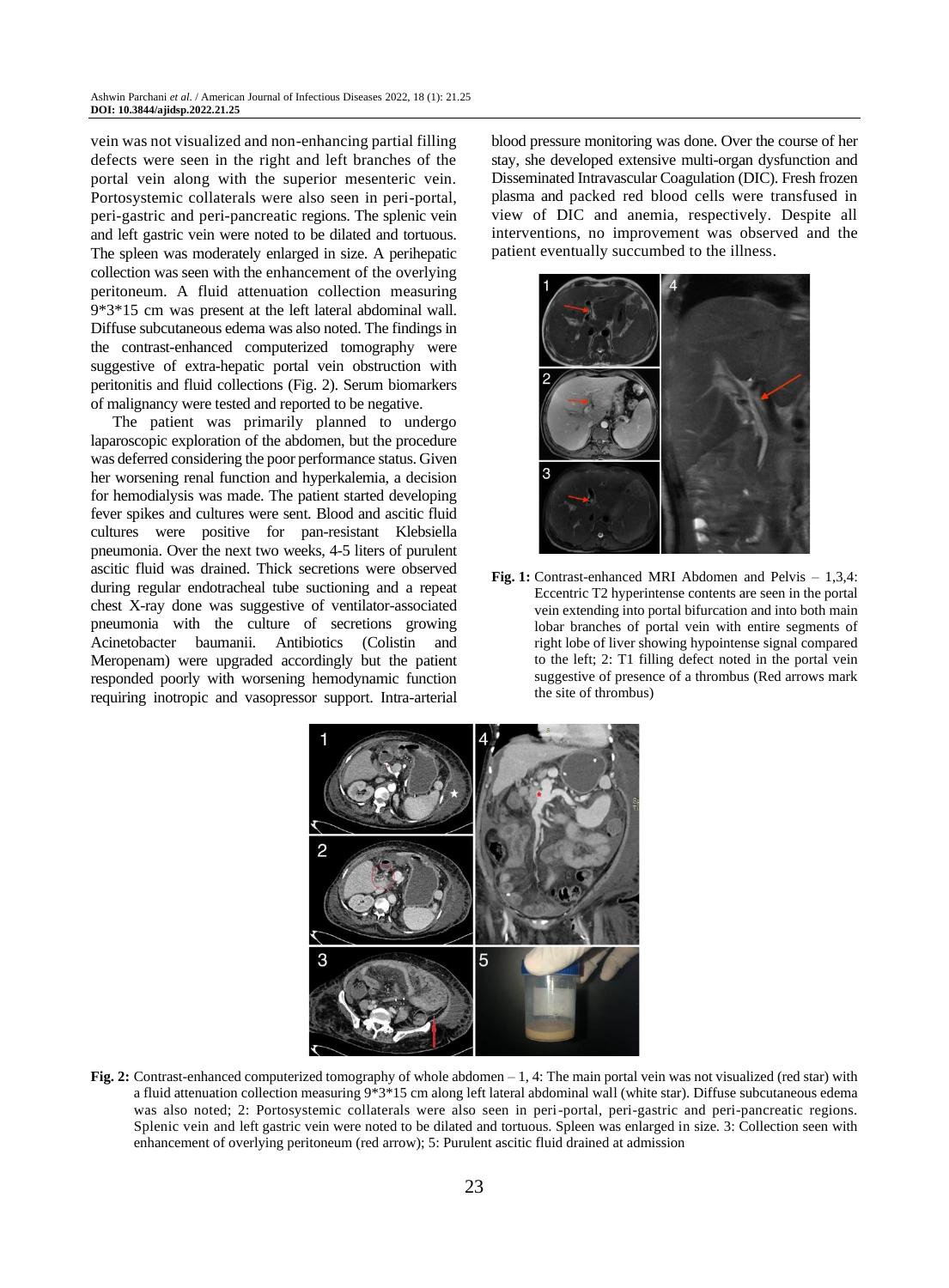vein was not visualized and non-enhancing partial filling defects were seen in the right and left branches of the portal vein along with the superior mesenteric vein. Portosystemic collaterals were also seen in peri-portal, peri-gastric and peri-pancreatic regions. The splenic vein and left gastric vein were noted to be dilated and tortuous. The spleen was moderately enlarged in size. A perihepatic collection was seen with the enhancement of the overlying peritoneum. A fluid attenuation collection measuring 9*3*15 cm was present at the left lateral abdominal wall. Diffuse subcutaneous edema was also noted. The findings in the contrast-enhanced computerized tomography were suggestive of extra-hepatic portal vein obstruction with peritonitis and fluid collections (Fig. 2). Serum biomarkers of malignancy were tested and reported to be negative.

The patient was primarily planned to undergo laparoscopic exploration of the abdomen, but the procedure was deferred considering the poor performance status. Given her worsening renal function and hyperkalemia, a decision for hemodialysis was made. The patient started developing fever spikes and cultures were sent. Blood and ascitic fluid cultures were positive for pan-resistant Klebsiella pneumonia. Over the next two weeks, 4-5 liters of purulent ascitic fluid was drained. Thick secretions were observed during regular endotracheal tube suctioning and a repeat chest X-ray done was suggestive of ventilator-associated pneumonia with the culture of secretions growing Acinetobacter baumanii. Antibiotics (Colistin and Meropenam) were upgraded accordingly but the patient responded poorly with worsening hemodynamic function requiring inotropic and vasopressor support. Intra-arterial blood pressure monitoring was done. Over the course of her stay, she developed extensive multi-organ dysfunction and Disseminated Intravascular Coagulation (DIC). Fresh frozen plasma and packed red blood cells were transfused in view of DIC and anemia, respectively. Despite all interventions, no improvement was observed and the patient eventually succumbed to the illness.

**Fig. 1:** Contrast-enhanced MRI Abdomen and Pelvis – 1,3,4: Eccentric T2 hyperintense contents are seen in the portal vein extending into portal bifurcation and into both main lobar branches of portal vein with entire segments of right lobe of liver showing hypointense signal compared to the left; 2: T1 filling defect noted in the portal vein suggestive of presence of a thrombus (Red arrows mark the site of thrombus)

**Fig. 2:** Contrast-enhanced computerized tomography of whole abdomen – 1, 4: The main portal vein was not visualized (red star) with a fluid attenuation collection measuring 9*3*15 cm along left lateral abdominal wall (white star). Diffuse subcutaneous edema was also noted; 2: Portosystemic collaterals were also seen in peri-portal, peri-gastric and peri-pancreatic regions. Splenic vein and left gastric vein were noted to be dilated and tortuous. Spleen was enlarged in size. 3: Collection seen with enhancement of overlying peritoneum (red arrow); 5: Purulent ascitic fluid drained at admission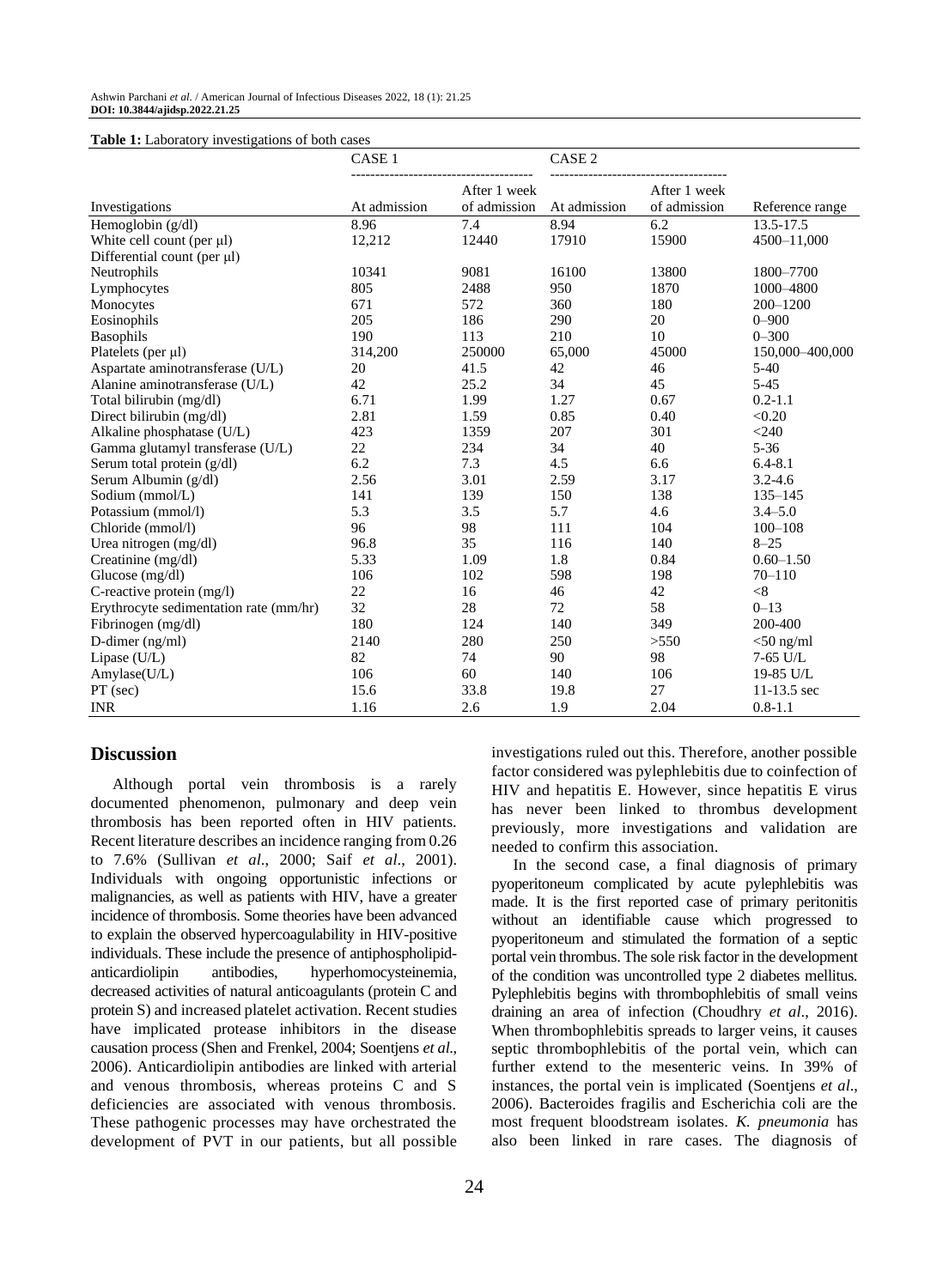**Table 1:** Laboratory investigations of both cases

| | CASE 1 | | CASE 2 | | |
|---|---|---|---|---|---|
| Investigations | At admission | After 1 week of admission | At admission | After 1 week of admission | Reference range |
| Hemoglobin (g/dl) | 8.96 | 7.4 | 8.94 | 6.2 | 13.5-17.5 |
| White cell count (per μl) | 12,212 | 12440 | 17910 | 15900 | 4500–11,000 |
| Differential count (per μl) | | | | | |
| Neutrophils | 10341 | 9081 | 16100 | 13800 | 1800–7700 |
| Lymphocytes | 805 | 2488 | 950 | 1870 | 1000–4800 |
| Monocytes | 671 | 572 | 360 | 180 | 200–1200 |
| Eosinophils | 205 | 186 | 290 | 20 | 0–900 |
| Basophils | 190 | 113 | 210 | 10 | 0–300 |
| Platelets (per μl) | 314,200 | 250000 | 65,000 | 45000 | 150,000–400,000 |
| Aspartate aminotransferase (U/L) | 20 | 41.5 | 42 | 46 | 5-40 |
| Alanine aminotransferase (U/L) | 42 | 25.2 | 34 | 45 | 5-45 |
| Total bilirubin (mg/dl) | 6.71 | 1.99 | 1.27 | 0.67 | 0.2-1.1 |
| Direct bilirubin (mg/dl) | 2.81 | 1.59 | 0.85 | 0.40 | <0.20 |
| Alkaline phosphatase (U/L) | 423 | 1359 | 207 | 301 | <240 |
| Gamma glutamyl transferase (U/L) | 22 | 234 | 34 | 40 | 5-36 |
| Serum total protein (g/dl) | 6.2 | 7.3 | 4.5 | 6.6 | 6.4-8.1 |
| Serum Albumin (g/dl) | 2.56 | 3.01 | 2.59 | 3.17 | 3.2-4.6 |
| Sodium (mmol/L) | 141 | 139 | 150 | 138 | 135–145 |
| Potassium (mmol/l) | 5.3 | 3.5 | 5.7 | 4.6 | 3.4–5.0 |
| Chloride (mmol/l) | 96 | 98 | 111 | 104 | 100–108 |
| Urea nitrogen (mg/dl) | 96.8 | 35 | 116 | 140 | 8–25 |
| Creatinine (mg/dl) | 5.33 | 1.09 | 1.8 | 0.84 | 0.60–1.50 |
| Glucose (mg/dl) | 106 | 102 | 598 | 198 | 70–110 |
| C-reactive protein (mg/l) | 22 | 16 | 46 | 42 | <8 |
| Erythrocyte sedimentation rate (mm/hr) | 32 | 28 | 72 | 58 | 0–13 |
| Fibrinogen (mg/dl) | 180 | 124 | 140 | 349 | 200-400 |
| D-dimer (ng/ml) | 2140 | 280 | 250 | >550 | <50 ng/ml |
| Lipase (U/L) | 82 | 74 | 90 | 98 | 7-65 U/L |
| Amylase(U/L) | 106 | 60 | 140 | 106 | 19-85 U/L |
| PT (sec) | 15.6 | 33.8 | 19.8 | 27 | 11-13.5 sec |
| INR | 1.16 | 2.6 | 1.9 | 2.04 | 0.8-1.1 |

## Discussion

Although portal vein thrombosis is a rarely documented phenomenon, pulmonary and deep vein thrombosis has been reported often in HIV patients. Recent literature describes an incidence ranging from 0.26 to 7.6% (Sullivan *et al*., 2000; Saif *et al*., 2001). Individuals with ongoing opportunistic infections or malignancies, as well as patients with HIV, have a greater incidence of thrombosis. Some theories have been advanced to explain the observed hypercoagulability in HIV-positive individuals. These include the presence of antiphospholipid-anticardiolipin antibodies, hyperhomocysteinemia, decreased activities of natural anticoagulants (protein C and protein S) and increased platelet activation. Recent studies have implicated protease inhibitors in the disease causation process (Shen and Frenkel, 2004; Soentjens *et al*., 2006). Anticardiolipin antibodies are linked with arterial and venous thrombosis, whereas proteins C and S deficiencies are associated with venous thrombosis. These pathogenic processes may have orchestrated the development of PVT in our patients, but all possible investigations ruled out this. Therefore, another possible factor considered was pylephlebitis due to coinfection of HIV and hepatitis E. However, since hepatitis E virus has never been linked to thrombus development previously, more investigations and validation are needed to confirm this association.

In the second case, a final diagnosis of primary pyoperitoneum complicated by acute pylephlebitis was made. It is the first reported case of primary peritonitis without an identifiable cause which progressed to pyoperitoneum and stimulated the formation of a septic portal vein thrombus. The sole risk factor in the development of the condition was uncontrolled type 2 diabetes mellitus. Pylephlebitis begins with thrombophlebitis of small veins draining an area of infection (Choudhry *et al*., 2016). When thrombophlebitis spreads to larger veins, it causes septic thrombophlebitis of the portal vein, which can further extend to the mesenteric veins. In 39% of instances, the portal vein is implicated (Soentjens *et al*., 2006). Bacteroides fragilis and Escherichia coli are the most frequent bloodstream isolates. *K. pneumonia* has also been linked in rare cases. The diagnosis of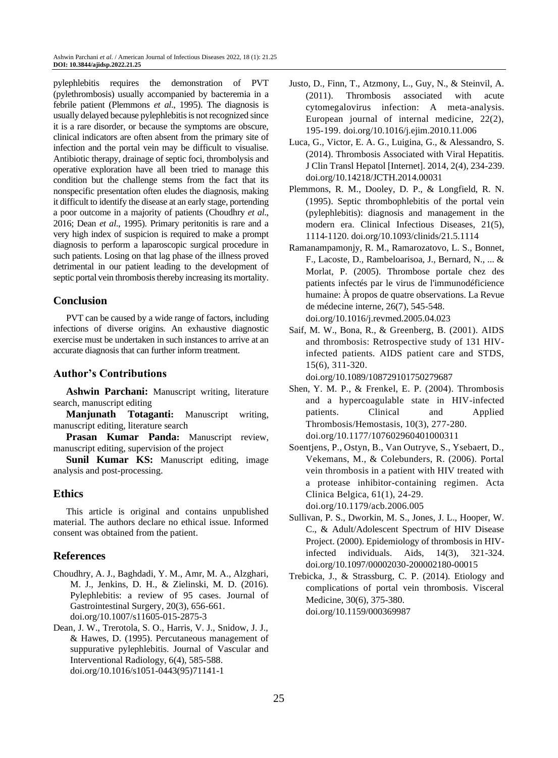pylephlebitis requires the demonstration of PVT (pylethrombosis) usually accompanied by bacteremia in a febrile patient (Plemmons *et al*., 1995). The diagnosis is usually delayed because pylephlebitis is not recognized since it is a rare disorder, or because the symptoms are obscure, clinical indicators are often absent from the primary site of infection and the portal vein may be difficult to visualise. Antibiotic therapy, drainage of septic foci, thrombolysis and operative exploration have all been tried to manage this condition but the challenge stems from the fact that its nonspecific presentation often eludes the diagnosis, making it difficult to identify the disease at an early stage, portending a poor outcome in a majority of patients (Choudhry *et al*., 2016; Dean *et al*., 1995). Primary peritonitis is rare and a very high index of suspicion is required to make a prompt diagnosis to perform a laparoscopic surgical procedure in such patients. Losing on that lag phase of the illness proved detrimental in our patient leading to the development of septic portal vein thrombosis thereby increasing its mortality.

## Conclusion

PVT can be caused by a wide range of factors, including infections of diverse origins. An exhaustive diagnostic exercise must be undertaken in such instances to arrive at an accurate diagnosis that can further inform treatment.

## Author's Contributions

**Ashwin Parchani:** Manuscript writing, literature search, manuscript editing

**Manjunath Totaganti:** Manuscript writing, manuscript editing, literature search

**Prasan Kumar Panda:** Manuscript review, manuscript editing, supervision of the project

**Sunil Kumar KS:** Manuscript editing, image analysis and post-processing.

## Ethics

This article is original and contains unpublished material. The authors declare no ethical issue. Informed consent was obtained from the patient.

## References

Choudhry, A. J., Baghdadi, Y. M., Amr, M. A., Alzghari, M. J., Jenkins, D. H., & Zielinski, M. D. (2016). Pylephlebitis: a review of 95 cases. Journal of Gastrointestinal Surgery, 20(3), 656-661. doi.org/10.1007/s11605-015-2875-3

Dean, J. W., Trerotola, S. O., Harris, V. J., Snidow, J. J., & Hawes, D. (1995). Percutaneous management of suppurative pylephlebitis. Journal of Vascular and Interventional Radiology, 6(4), 585-588. doi.org/10.1016/s1051-0443(95)71141-1

Justo, D., Finn, T., Atzmony, L., Guy, N., & Steinvil, A. (2011). Thrombosis associated with acute cytomegalovirus infection: A meta-analysis. European journal of internal medicine, 22(2), 195-199. doi.org/10.1016/j.ejim.2010.11.006

Luca, G., Victor, E. A. G., Luigina, G., & Alessandro, S. (2014). Thrombosis Associated with Viral Hepatitis. J Clin Transl Hepatol [Internet]. 2014, 2(4), 234-239. doi.org/10.14218/JCTH.2014.00031

Plemmons, R. M., Dooley, D. P., & Longfield, R. N. (1995). Septic thrombophlebitis of the portal vein (pylephlebitis): diagnosis and management in the modern era. Clinical Infectious Diseases, 21(5), 1114-1120. doi.org/10.1093/clinids/21.5.1114

Ramanampamonjy, R. M., Ramarozatovo, L. S., Bonnet, F., Lacoste, D., Rambeloarisoa, J., Bernard, N., ... & Morlat, P. (2005). Thrombose portale chez des patients infectés par le virus de l'immunodéficience humaine: À propos de quatre observations. La Revue de médecine interne, 26(7), 545-548. doi.org/10.1016/j.revmed.2005.04.023

Saif, M. W., Bona, R., & Greenberg, B. (2001). AIDS and thrombosis: Retrospective study of 131 HIV-infected patients. AIDS patient care and STDS, 15(6), 311-320. doi.org/10.1089/108729101750279687

Shen, Y. M. P., & Frenkel, E. P. (2004). Thrombosis and a hypercoagulable state in HIV-infected patients. Clinical and Applied Thrombosis/Hemostasis, 10(3), 277-280. doi.org/10.1177/107602960401000311

Soentjens, P., Ostyn, B., Van Outryve, S., Ysebaert, D., Vekemans, M., & Colebunders, R. (2006). Portal vein thrombosis in a patient with HIV treated with a protease inhibitor-containing regimen. Acta Clinica Belgica, 61(1), 24-29. doi.org/10.1179/acb.2006.005

Sullivan, P. S., Dworkin, M. S., Jones, J. L., Hooper, W. C., & Adult/Adolescent Spectrum of HIV Disease Project. (2000). Epidemiology of thrombosis in HIV-infected individuals. Aids, 14(3), 321-324. doi.org/10.1097/00002030-200002180-00015

Trebicka, J., & Strassburg, C. P. (2014). Etiology and complications of portal vein thrombosis. Visceral Medicine, 30(6), 375-380. doi.org/10.1159/000369987